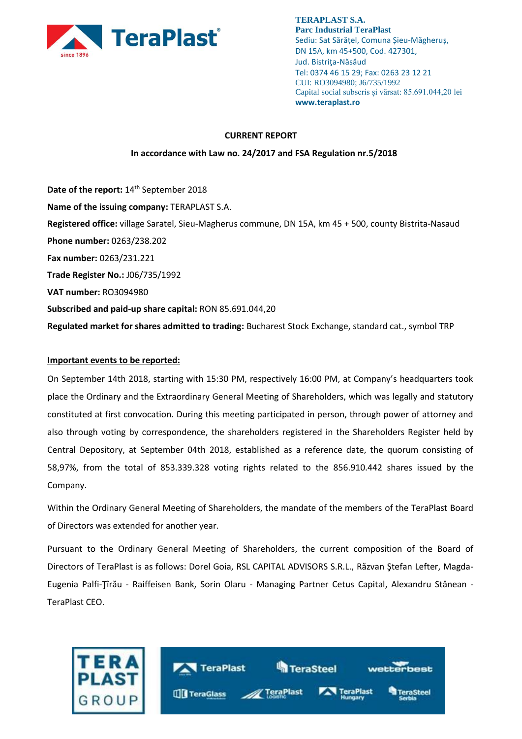**TERAPLAST S.A.**
**Parc Industrial TeraPlast**
Sediu: Sat Sărăţel, Comuna Şieu-Măgheruş,
DN 15A, km 45+500, Cod. 427301,
Jud. Bistriţa-Năsăud
Tel: 0374 46 15 29; Fax: 0263 23 12 21
CUI: RO3094980; J6/735/1992
Capital social subscris şi vărsat: 85.691.044,20 lei
**www.teraplast.ro**

**CURRENT REPORT**

**In accordance with Law no. 24/2017 and FSA Regulation nr.5/2018**

**Date of the report:** 14th September 2018

**Name of the issuing company:** TERAPLAST S.A.

**Registered office:** village Saratel, Sieu-Magherus commune, DN 15A, km 45 + 500, county Bistrita-Nasaud

**Phone number:** 0263/238.202

**Fax number:** 0263/231.221

**Trade Register No.:** J06/735/1992

**VAT number:** RO3094980

**Subscribed and paid-up share capital:** RON 85.691.044,20

**Regulated market for shares admitted to trading:** Bucharest Stock Exchange, standard cat., symbol TRP

**Important events to be reported:**

On September 14th 2018, starting with 15:30 PM, respectively 16:00 PM, at Company's headquarters took place the Ordinary and the Extraordinary General Meeting of Shareholders, which was legally and statutory constituted at first convocation. During this meeting participated in person, through power of attorney and also through voting by correspondence, the shareholders registered in the Shareholders Register held by Central Depository, at September 04th 2018, established as a reference date, the quorum consisting of 58,97%, from the total of 853.339.328 voting rights related to the 856.910.442 shares issued by the Company.

Within the Ordinary General Meeting of Shareholders, the mandate of the members of the TeraPlast Board of Directors was extended for another year.

Pursuant to the Ordinary General Meeting of Shareholders, the current composition of the Board of Directors of TeraPlast is as follows: Dorel Goia, RSL CAPITAL ADVISORS S.R.L., Răzvan Ştefan Lefter, Magda-Eugenia Palfi-Ţîrău - Raiffeisen Bank, Sorin Olaru - Managing Partner Cetus Capital, Alexandru Stânean - TeraPlast CEO.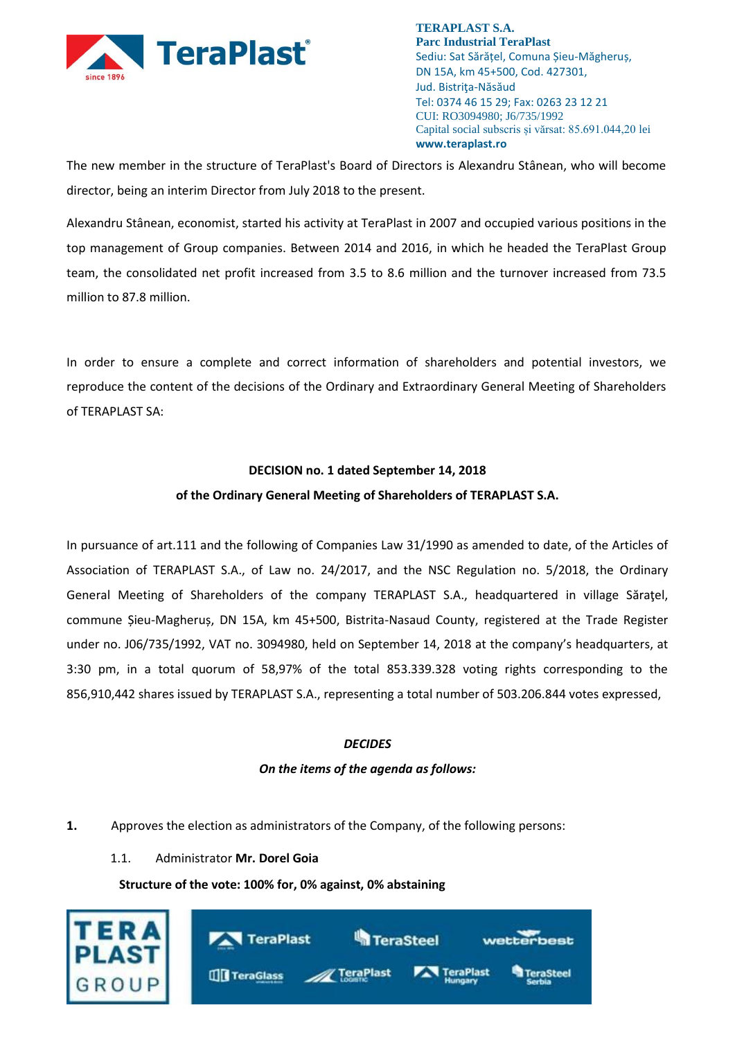The new member in the structure of TeraPlast's Board of Directors is Alexandru Stânean, who will become director, being an interim Director from July 2018 to the present.

Alexandru Stânean, economist, started his activity at TeraPlast in 2007 and occupied various positions in the top management of Group companies. Between 2014 and 2016, in which he headed the TeraPlast Group team, the consolidated net profit increased from 3.5 to 8.6 million and the turnover increased from 73.5 million to 87.8 million.

In order to ensure a complete and correct information of shareholders and potential investors, we reproduce the content of the decisions of the Ordinary and Extraordinary General Meeting of Shareholders of TERAPLAST SA:

**DECISION no. 1 dated September 14, 2018**

**of the Ordinary General Meeting of Shareholders of TERAPLAST S.A.**

In pursuance of art.111 and the following of Companies Law 31/1990 as amended to date, of the Articles of Association of TERAPLAST S.A., of Law no. 24/2017, and the NSC Regulation no. 5/2018, the Ordinary General Meeting of Shareholders of the company TERAPLAST S.A., headquartered in village Sărațel, commune Șieu-Magheruș, DN 15A, km 45+500, Bistrita-Nasaud County, registered at the Trade Register under no. J06/735/1992, VAT no. 3094980, held on September 14, 2018 at the company's headquarters, at 3:30 pm, in a total quorum of 58,97% of the total 853.339.328 voting rights corresponding to the 856,910,442 shares issued by TERAPLAST S.A., representing a total number of 503.206.844 votes expressed,

***DECIDES***

***On the items of the agenda as follows:***

**1.** Approves the election as administrators of the Company, of the following persons:

1.1. Administrator **Mr. Dorel Goia**

**Structure of the vote: 100% for, 0% against, 0% abstaining**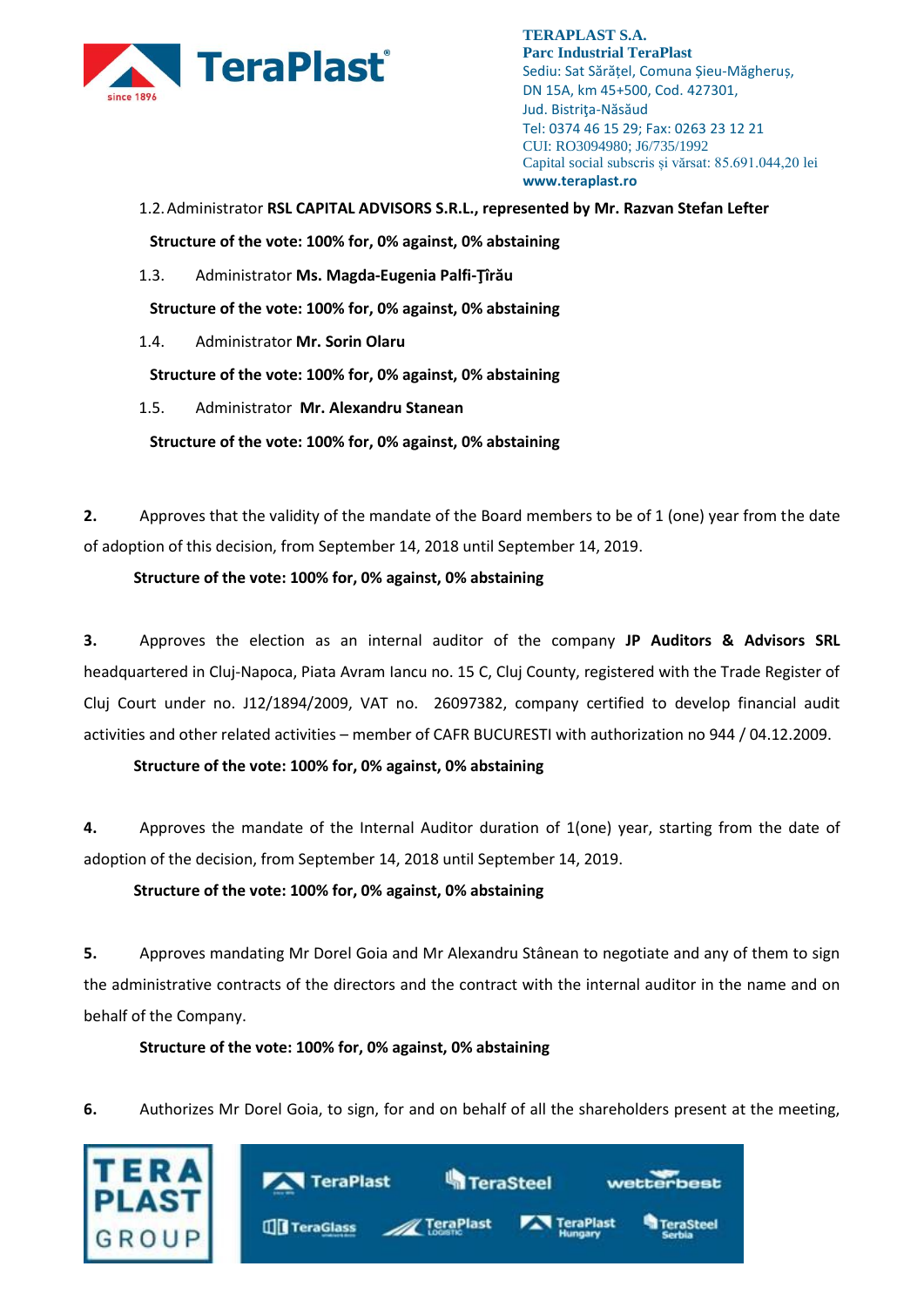1.2. Administrator **RSL CAPITAL ADVISORS S.R.L., represented by Mr. Razvan Stefan Lefter**

**Structure of the vote: 100% for, 0% against, 0% abstaining**

1.3. Administrator **Ms. Magda-Eugenia Palfi-Ţîrău**

**Structure of the vote: 100% for, 0% against, 0% abstaining**

1.4. Administrator **Mr. Sorin Olaru**

**Structure of the vote: 100% for, 0% against, 0% abstaining**

1.5. Administrator **Mr. Alexandru Stanean**

**Structure of the vote: 100% for, 0% against, 0% abstaining**

**2.** Approves that the validity of the mandate of the Board members to be of 1 (one) year from the date of adoption of this decision, from September 14, 2018 until September 14, 2019.

**Structure of the vote: 100% for, 0% against, 0% abstaining**

**3.** Approves the election as an internal auditor of the company **JP Auditors & Advisors SRL** headquartered in Cluj-Napoca, Piata Avram Iancu no. 15 C, Cluj County, registered with the Trade Register of Cluj Court under no. J12/1894/2009, VAT no. 26097382, company certified to develop financial audit activities and other related activities – member of CAFR BUCURESTI with authorization no 944 / 04.12.2009.

**Structure of the vote: 100% for, 0% against, 0% abstaining**

**4.** Approves the mandate of the Internal Auditor duration of 1(one) year, starting from the date of adoption of the decision, from September 14, 2018 until September 14, 2019.

**Structure of the vote: 100% for, 0% against, 0% abstaining**

**5.** Approves mandating Mr Dorel Goia and Mr Alexandru Stânean to negotiate and any of them to sign the administrative contracts of the directors and the contract with the internal auditor in the name and on behalf of the Company.

**Structure of the vote: 100% for, 0% against, 0% abstaining**

**6.** Authorizes Mr Dorel Goia, to sign, for and on behalf of all the shareholders present at the meeting,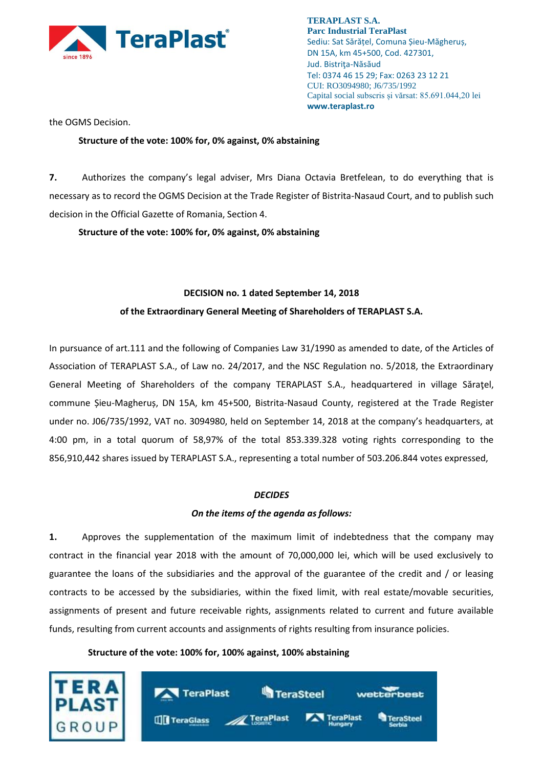the OGMS Decision.

**Structure of the vote: 100% for, 0% against, 0% abstaining**

**7.** Authorizes the company's legal adviser, Mrs Diana Octavia Bretfelean, to do everything that is necessary as to record the OGMS Decision at the Trade Register of Bistrita-Nasaud Court, and to publish such decision in the Official Gazette of Romania, Section 4.

**Structure of the vote: 100% for, 0% against, 0% abstaining**

**DECISION no. 1 dated September 14, 2018**

**of the Extraordinary General Meeting of Shareholders of TERAPLAST S.A.**

In pursuance of art.111 and the following of Companies Law 31/1990 as amended to date, of the Articles of Association of TERAPLAST S.A., of Law no. 24/2017, and the NSC Regulation no. 5/2018, the Extraordinary General Meeting of Shareholders of the company TERAPLAST S.A., headquartered in village Sărațel, commune Șieu-Magheruș, DN 15A, km 45+500, Bistrita-Nasaud County, registered at the Trade Register under no. J06/735/1992, VAT no. 3094980, held on September 14, 2018 at the company's headquarters, at 4:00 pm, in a total quorum of 58,97% of the total 853.339.328 voting rights corresponding to the 856,910,442 shares issued by TERAPLAST S.A., representing a total number of 503.206.844 votes expressed,

***DECIDES***

***On the items of the agenda as follows:***

**1.** Approves the supplementation of the maximum limit of indebtedness that the company may contract in the financial year 2018 with the amount of 70,000,000 lei, which will be used exclusively to guarantee the loans of the subsidiaries and the approval of the guarantee of the credit and / or leasing contracts to be accessed by the subsidiaries, within the fixed limit, with real estate/movable securities, assignments of present and future receivable rights, assignments related to current and future available funds, resulting from current accounts and assignments of rights resulting from insurance policies.

**Structure of the vote: 100% for, 100% against, 100% abstaining**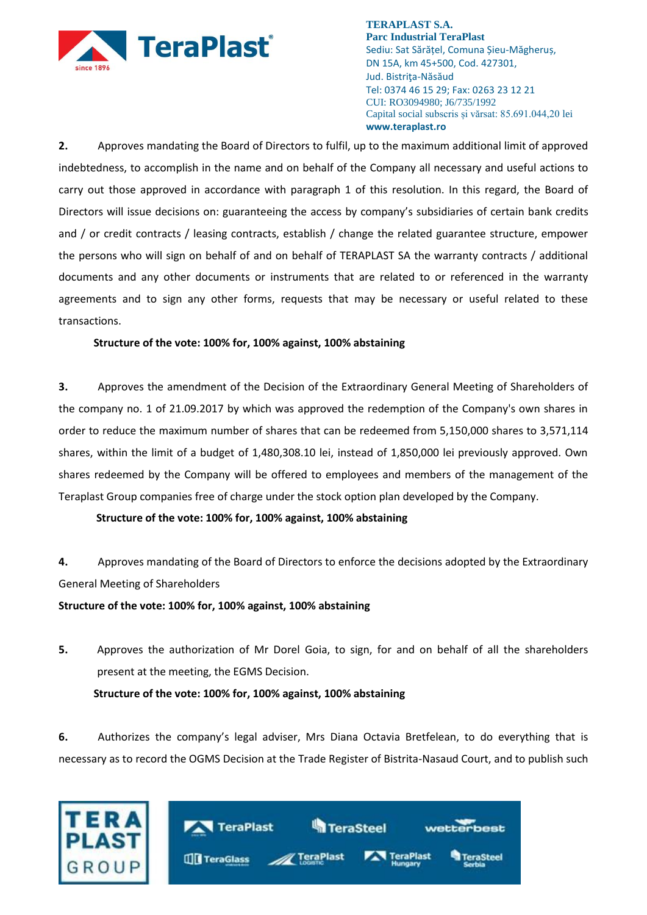**2.** Approves mandating the Board of Directors to fulfil, up to the maximum additional limit of approved indebtedness, to accomplish in the name and on behalf of the Company all necessary and useful actions to carry out those approved in accordance with paragraph 1 of this resolution. In this regard, the Board of Directors will issue decisions on: guaranteeing the access by company's subsidiaries of certain bank credits and / or credit contracts / leasing contracts, establish / change the related guarantee structure, empower the persons who will sign on behalf of and on behalf of TERAPLAST SA the warranty contracts / additional documents and any other documents or instruments that are related to or referenced in the warranty agreements and to sign any other forms, requests that may be necessary or useful related to these transactions.

**Structure of the vote: 100% for, 100% against, 100% abstaining**

**3.** Approves the amendment of the Decision of the Extraordinary General Meeting of Shareholders of the company no. 1 of 21.09.2017 by which was approved the redemption of the Company's own shares in order to reduce the maximum number of shares that can be redeemed from 5,150,000 shares to 3,571,114 shares, within the limit of a budget of 1,480,308.10 lei, instead of 1,850,000 lei previously approved. Own shares redeemed by the Company will be offered to employees and members of the management of the Teraplast Group companies free of charge under the stock option plan developed by the Company.

**Structure of the vote: 100% for, 100% against, 100% abstaining**

**4.** Approves mandating of the Board of Directors to enforce the decisions adopted by the Extraordinary General Meeting of Shareholders

**Structure of the vote: 100% for, 100% against, 100% abstaining**

**5.** Approves the authorization of Mr Dorel Goia, to sign, for and on behalf of all the shareholders present at the meeting, the EGMS Decision.

**Structure of the vote: 100% for, 100% against, 100% abstaining**

**6.** Authorizes the company's legal adviser, Mrs Diana Octavia Bretfelean, to do everything that is necessary as to record the OGMS Decision at the Trade Register of Bistrita-Nasaud Court, and to publish such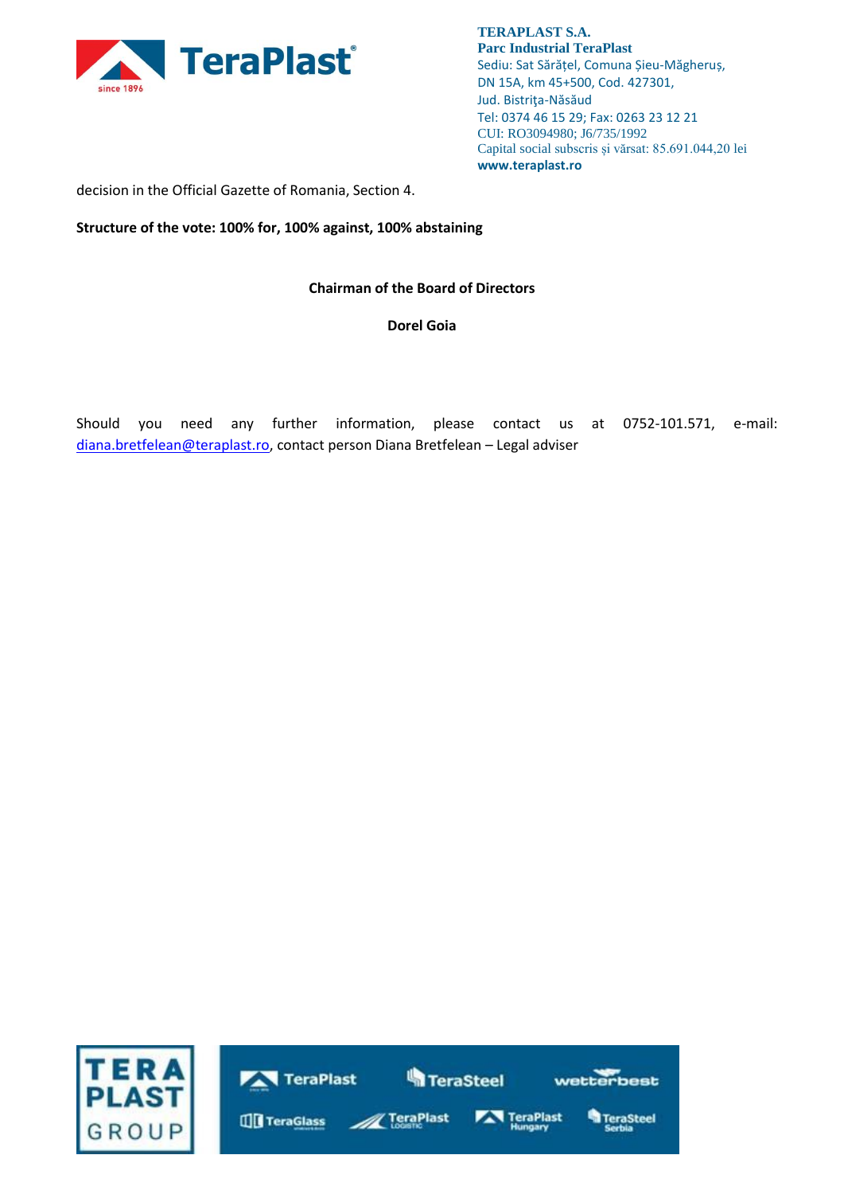decision in the Official Gazette of Romania, Section 4.

**Structure of the vote: 100% for, 100% against, 100% abstaining**

**Chairman of the Board of Directors**

**Dorel Goia**

Should you need any further information, please contact us at 0752-101.571, e-mail: diana.bretfelean@teraplast.ro, contact person Diana Bretfelean – Legal adviser